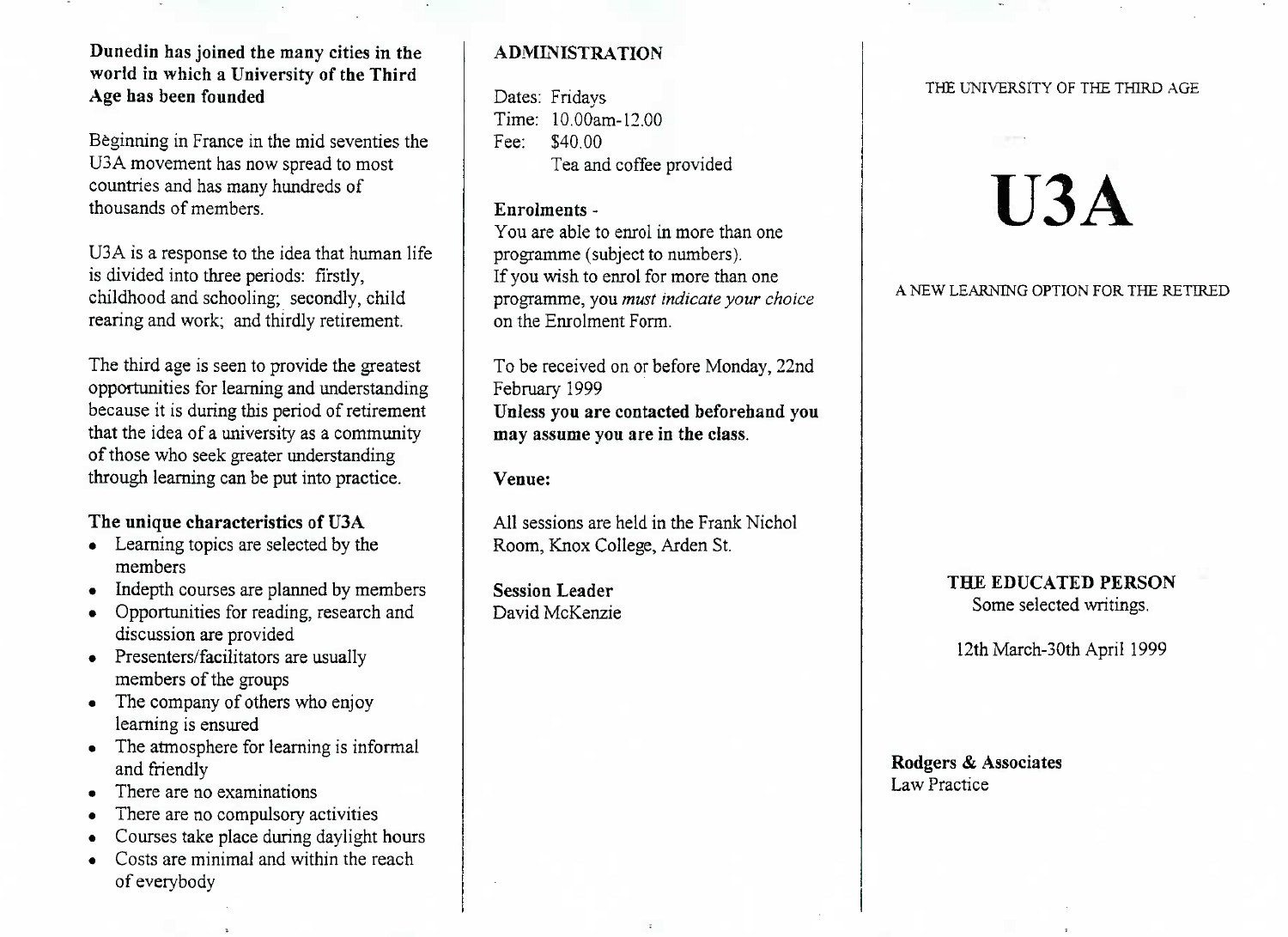**Dunedin has joined the many cities in the world in which a University of the Third Age has been founded**

Bèginning in France in the mid seventies the U3A movement has now spread to most countries and has many hundreds of thousands of members.

U3A is a response to the idea that human life is divided into three periods: firstly, childhood and schooling; secondly, child rearing and work; and thirdly retirement.

The third age is seen to provide the greatest opportunities for learning and understanding because it is during this period of retirement that the idea of a university as a community of those who seek greater understanding through learning can be put into practice.

**The unique characteristics of U3A**

- Learning topics are selected by the members
- Indepth courses are planned by members
- Opportunities for reading, research and discussion are provided
- Presenters/facilitators are usually members of the groups
- The company of others who enjoy learning is ensured
- The atmosphere for learning is informal and friendly
- There are no examinations
- There are no compulsory activities
- Courses take place during daylight hours
- Costs are minimal and within the reach of everybody

**ADMINISTRATION**

Dates: Fridays
Time: 10.00am-12.00
Fee: $40.00
Tea and coffee provided

**Enrolments -**

You are able to enrol in more than one programme (subject to numbers).
If you wish to enrol for more than one programme, you *must indicate your choice* on the Enrolment Form.

To be received on or before Monday, 22nd February 1999
**Unless you are contacted beforehand you may assume you are in the class.**

**Venue:**

All sessions are held in the Frank Nichol Room, Knox College, Arden St.

**Session Leader**
David McKenzie

THE UNIVERSITY OF THE THIRD AGE

# U3A

A NEW LEARNING OPTION FOR THE RETIRED

**THE EDUCATED PERSON**
Some selected writings.

12th March-30th April 1999

**Rodgers & Associates**
Law Practice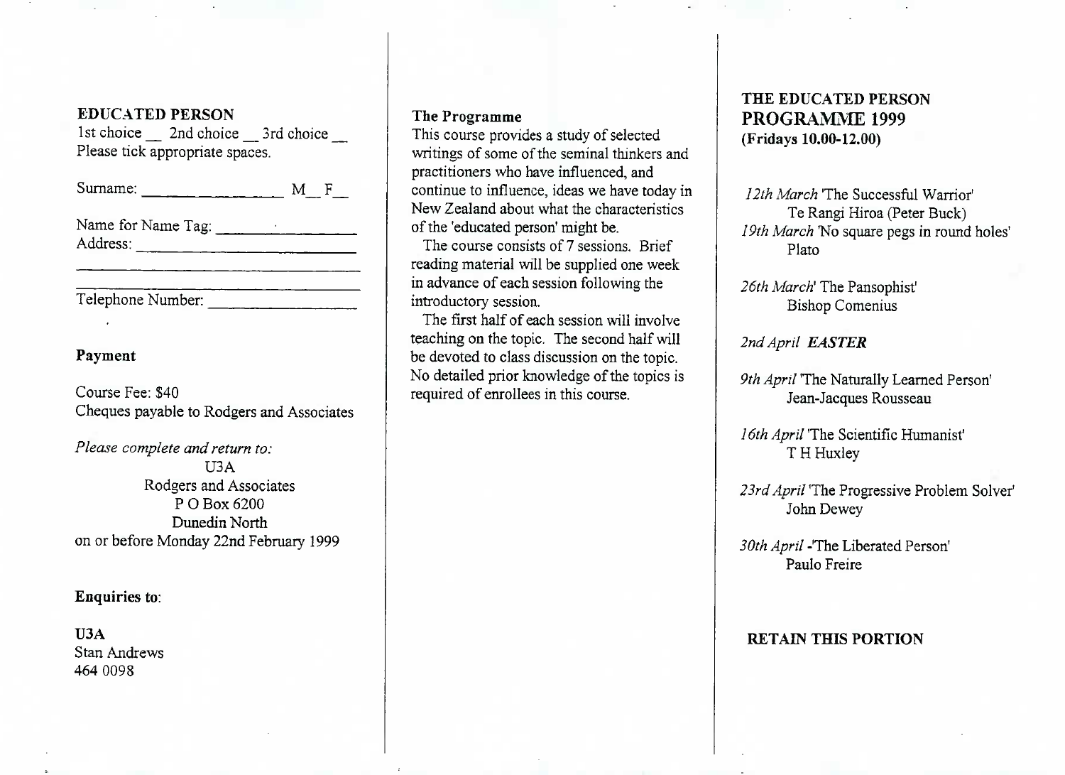**EDUCATED PERSON**

1st choice __ 2nd choice __ 3rd choice __

Please tick appropriate spaces.

Surname: ________________ M__ F__

Name for Name Tag: ________________

Address: ________________________

________________________________

________________________________

Telephone Number: ________________

**Payment**

Course Fee: $40

Cheques payable to Rodgers and Associates

*Please complete and return to:*

U3A

Rodgers and Associates

P O Box 6200

Dunedin North

on or before Monday 22nd February 1999

**Enquiries to**:

**U3A**

Stan Andrews

464 0098

**The Programme**

This course provides a study of selected writings of some of the seminal thinkers and practitioners who have influenced, and continue to influence, ideas we have today in New Zealand about what the characteristics of the 'educated person' might be.

The course consists of 7 sessions. Brief reading material will be supplied one week in advance of each session following the introductory session.

The first half of each session will involve teaching on the topic. The second half will be devoted to class discussion on the topic. No detailed prior knowledge of the topics is required of enrollees in this course.

## THE EDUCATED PERSON PROGRAMME 1999

**(Fridays 10.00-12.00)**

*12th March* 'The Successful Warrior'
Te Rangi Hiroa (Peter Buck)

*19th March* 'No square pegs in round holes'
Plato

*26th March*' The Pansophist'
Bishop Comenius

*2nd April* ***EASTER***

*9th April* 'The Naturally Learned Person'
Jean-Jacques Rousseau

*16th April* 'The Scientific Humanist'
T H Huxley

*23rd April* 'The Progressive Problem Solver'
John Dewey

*30th April* -'The Liberated Person'
Paulo Freire

**RETAIN THIS PORTION**